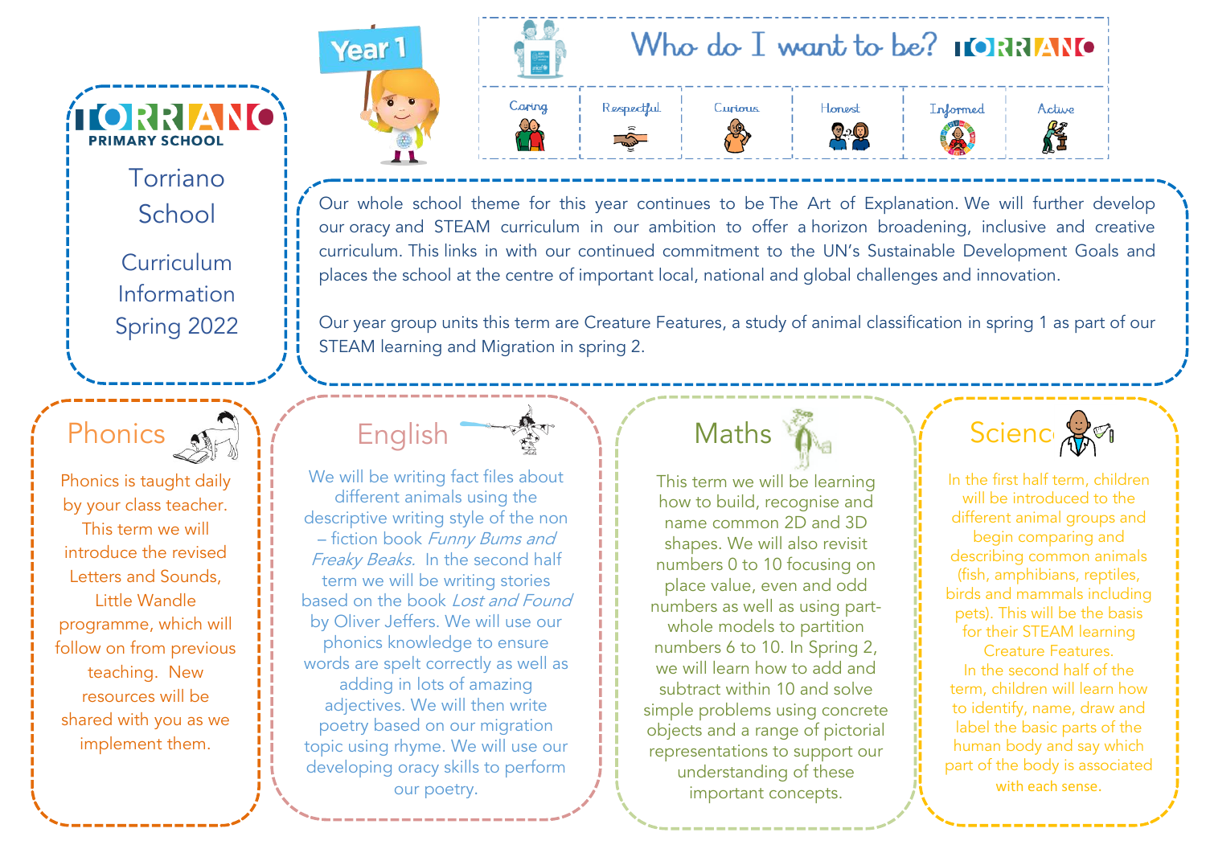# Torriano Primary School

Torriano School

Curriculum Information Spring 2022

Year 1

## Who do I want to be? TORRIANO

| Caring | Respectful | Curious | Honest | Informed | Active |
| --- | --- | --- | --- | --- | --- |

Our whole school theme for this year continues to be The Art of Explanation. We will further develop our oracy and STEAM curriculum in our ambition to offer a horizon broadening, inclusive and creative curriculum. This links in with our continued commitment to the UN's Sustainable Development Goals and places the school at the centre of important local, national and global challenges and innovation.

Our year group units this term are Creature Features, a study of animal classification in spring 1 as part of our STEAM learning and Migration in spring 2.

## Phonics

Phonics is taught daily by your class teacher. This term we will introduce the revised Letters and Sounds, Little Wandle programme, which will follow on from previous teaching. New resources will be shared with you as we implement them.

## English

We will be writing fact files about different animals using the descriptive writing style of the non – fiction book *Funny Bums and Freaky Beaks*. In the second half term we will be writing stories based on the book *Lost and Found* by Oliver Jeffers. We will use our phonics knowledge to ensure words are spelt correctly as well as adding in lots of amazing adjectives. We will then write poetry based on our migration topic using rhyme. We will use our developing oracy skills to perform our poetry.

## Maths

This term we will be learning how to build, recognise and name common 2D and 3D shapes. We will also revisit numbers 0 to 10 focusing on place value, even and odd numbers as well as using part-whole models to partition numbers 6 to 10. In Spring 2, we will learn how to add and subtract within 10 and solve simple problems using concrete objects and a range of pictorial representations to support our understanding of these important concepts.

## Science

In the first half term, children will be introduced to the different animal groups and begin comparing and describing common animals (fish, amphibians, reptiles, birds and mammals including pets). This will be the basis for their STEAM learning Creature Features.

In the second half of the term, children will learn how to identify, name, draw and label the basic parts of the human body and say which part of the body is associated with each sense.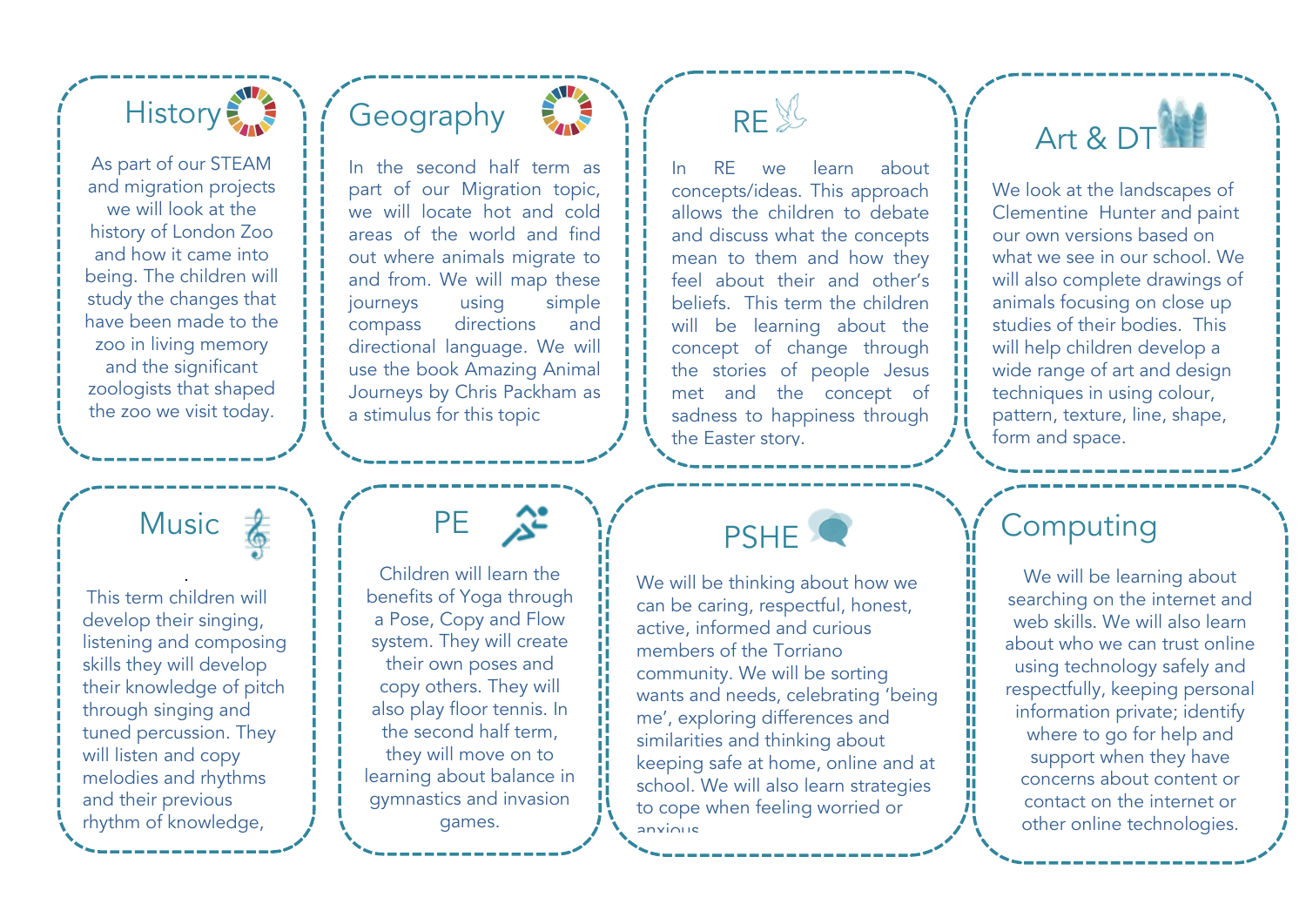## History

As part of our STEAM and migration projects we will look at the history of London Zoo and how it came into being. The children will study the changes that have been made to the zoo in living memory and the significant zoologists that shaped the zoo we visit today.

## Geography

In the second half term as part of our Migration topic, we will locate hot and cold areas of the world and find out where animals migrate to and from. We will map these journeys using simple compass directions and directional language. We will use the book Amazing Animal Journeys by Chris Packham as a stimulus for this topic

## RE

In RE we learn about concepts/ideas. This approach allows the children to debate and discuss what the concepts mean to them and how they feel about their and other's beliefs. This term the children will be learning about the concept of change through the stories of people Jesus met and the concept of sadness to happiness through the Easter story.

## Art & DT

We look at the landscapes of Clementine Hunter and paint our own versions based on what we see in our school. We will also complete drawings of animals focusing on close up studies of their bodies. This will help children develop a wide range of art and design techniques in using colour, pattern, texture, line, shape, form and space.

## Music

This term children will develop their singing, listening and composing skills they will develop their knowledge of pitch through singing and tuned percussion. They will listen and copy melodies and rhythms and their previous rhythm of knowledge,

## PE

Children will learn the benefits of Yoga through a Pose, Copy and Flow system. They will create their own poses and copy others. They will also play floor tennis. In the second half term, they will move on to learning about balance in gymnastics and invasion games.

## PSHE

We will be thinking about how we can be caring, respectful, honest, active, informed and curious members of the Torriano community. We will be sorting wants and needs, celebrating 'being me', exploring differences and similarities and thinking about keeping safe at home, online and at school. We will also learn strategies to cope when feeling worried or anxious

## Computing

We will be learning about searching on the internet and web skills. We will also learn about who we can trust online using technology safely and respectfully, keeping personal information private; identify where to go for help and support when they have concerns about content or contact on the internet or other online technologies.